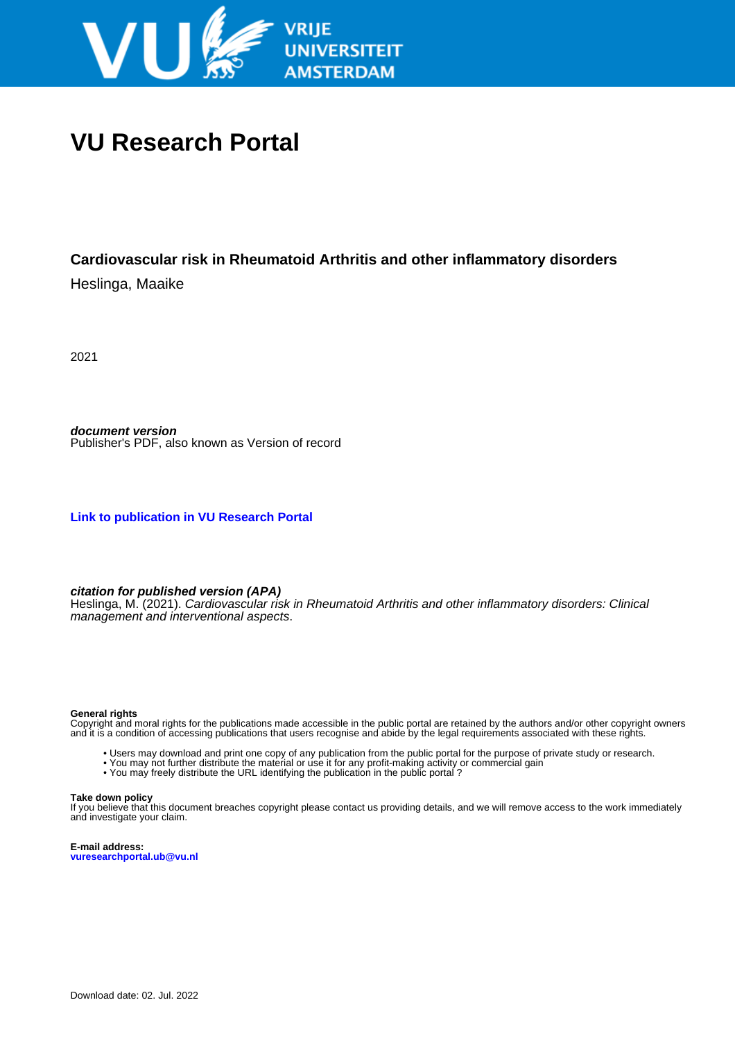VRIJE UNIVERSITEIT AMSTERDAM

# VU Research Portal

## Cardiovascular risk in Rheumatoid Arthritis and other inflammatory disorders

Heslinga, Maaike

2021

***document version***
Publisher's PDF, also known as Version of record

**Link to publication in VU Research Portal**

***citation for published version (APA)***
Heslinga, M. (2021). *Cardiovascular risk in Rheumatoid Arthritis and other inflammatory disorders: Clinical management and interventional aspects*.

**General rights**
Copyright and moral rights for the publications made accessible in the public portal are retained by the authors and/or other copyright owners and it is a condition of accessing publications that users recognise and abide by the legal requirements associated with these rights.

- Users may download and print one copy of any publication from the public portal for the purpose of private study or research.
- You may not further distribute the material or use it for any profit-making activity or commercial gain
- You may freely distribute the URL identifying the publication in the public portal ?

**Take down policy**
If you believe that this document breaches copyright please contact us providing details, and we will remove access to the work immediately and investigate your claim.

**E-mail address:**
**vuresearchportal.ub@vu.nl**

Download date: 02. Jul. 2022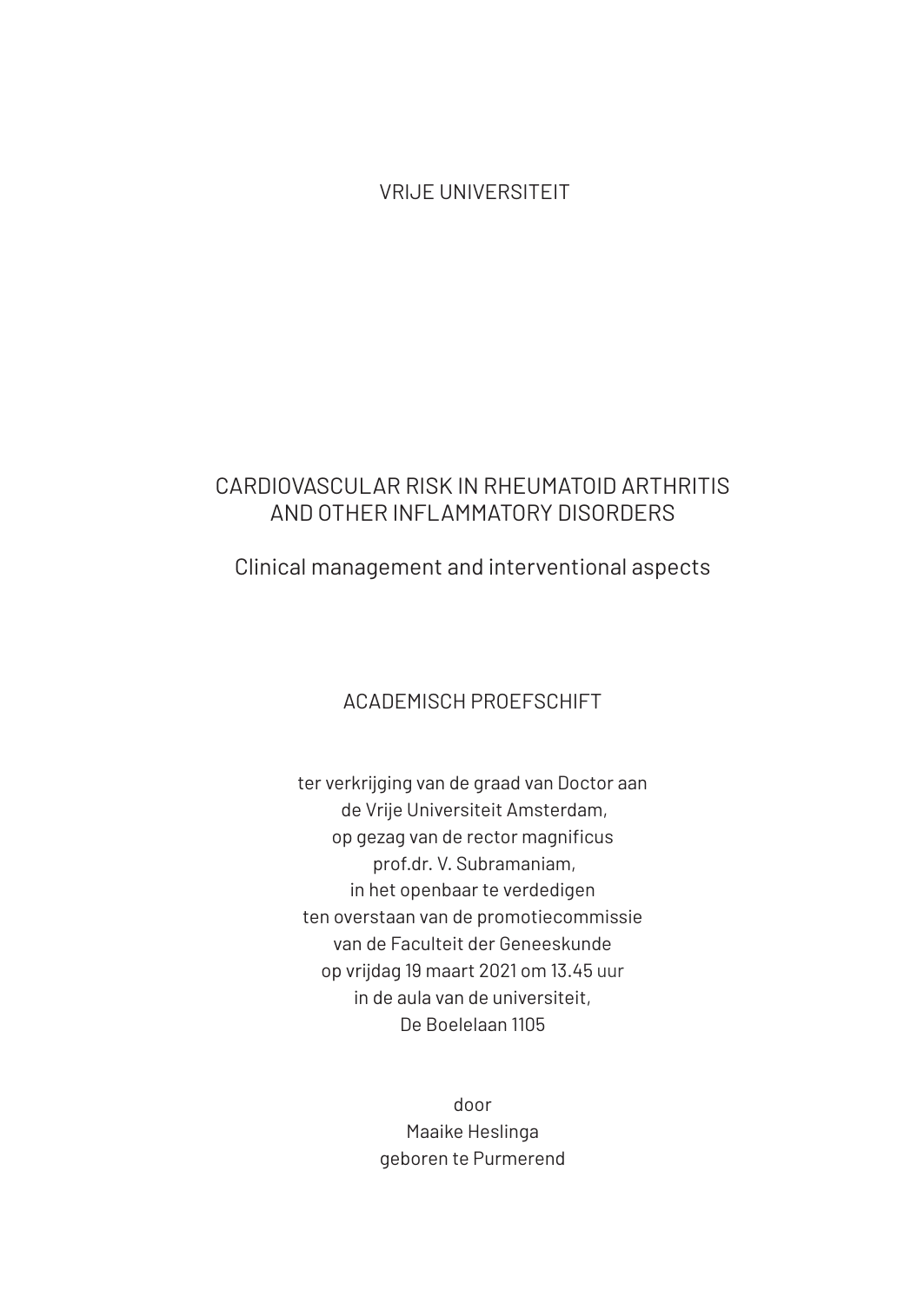VRIJE UNIVERSITEIT

# CARDIOVASCULAR RISK IN RHEUMATOID ARTHRITIS AND OTHER INFLAMMATORY DISORDERS

## Clinical management and interventional aspects

ACADEMISCH PROEFSCHRIFT

ter verkrijging van de graad van Doctor aan
de Vrije Universiteit Amsterdam,
op gezag van de rector magnificus
prof.dr. V. Subramaniam,
in het openbaar te verdedigen
ten overstaan van de promotiecommissie
van de Faculteit der Geneeskunde
op vrijdag 19 maart 2021 om 13.45 uur
in de aula van de universiteit,
De Boelelaan 1105

door
Maaike Heslinga
geboren te Purmerend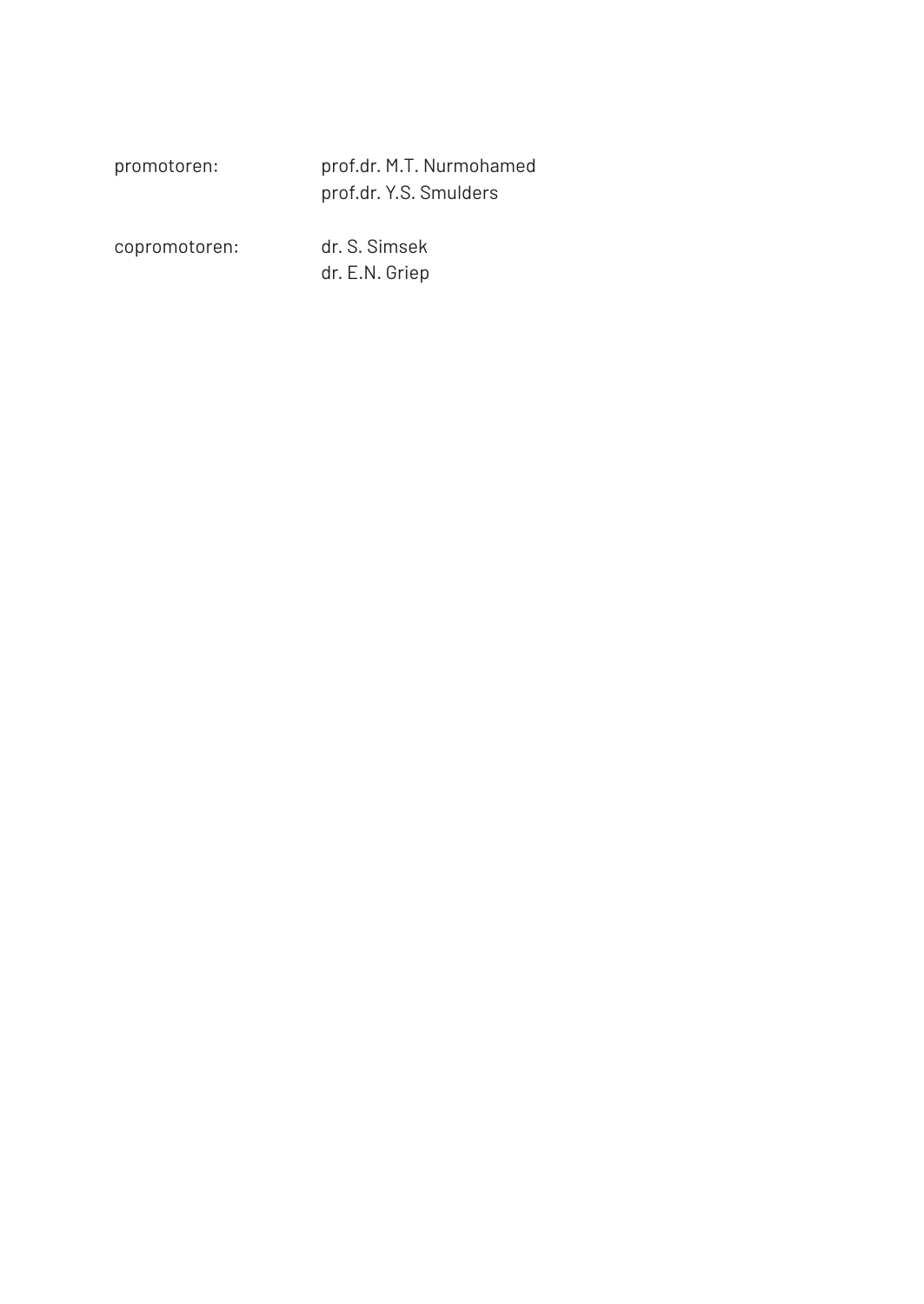promotoren: prof.dr. M.T. Nurmohamed
prof.dr. Y.S. Smulders

copromotoren: dr. S. Simsek
dr. E.N. Griep